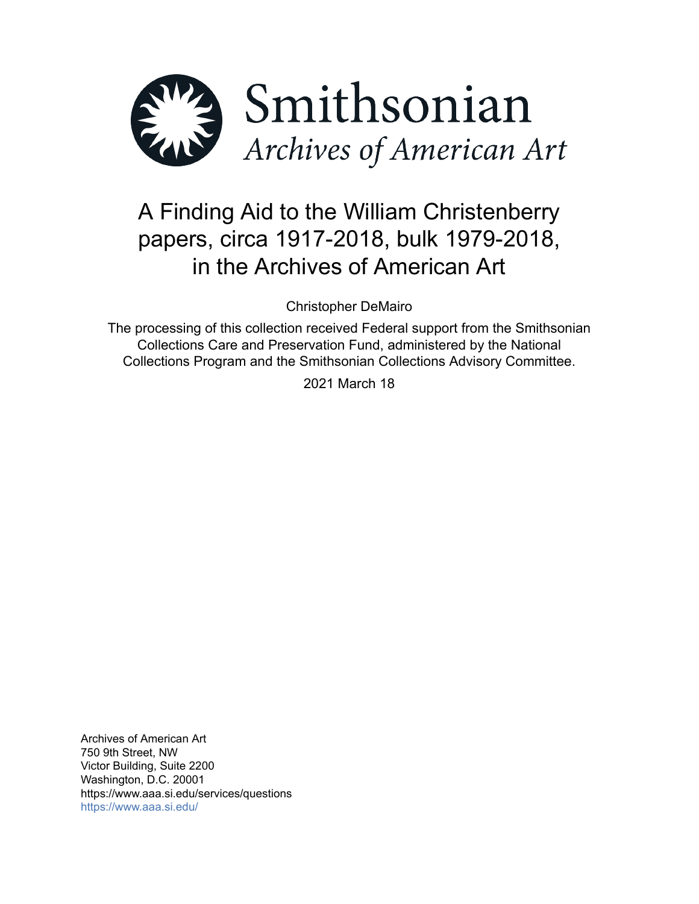Smithsonian
*Archives of American Art*

# A Finding Aid to the William Christenberry papers, circa 1917-2018, bulk 1979-2018, in the Archives of American Art

Christopher DeMairo

The processing of this collection received Federal support from the Smithsonian Collections Care and Preservation Fund, administered by the National Collections Program and the Smithsonian Collections Advisory Committee.

2021 March 18

Archives of American Art
750 9th Street, NW
Victor Building, Suite 2200
Washington, D.C. 20001
https://www.aaa.si.edu/services/questions
https://www.aaa.si.edu/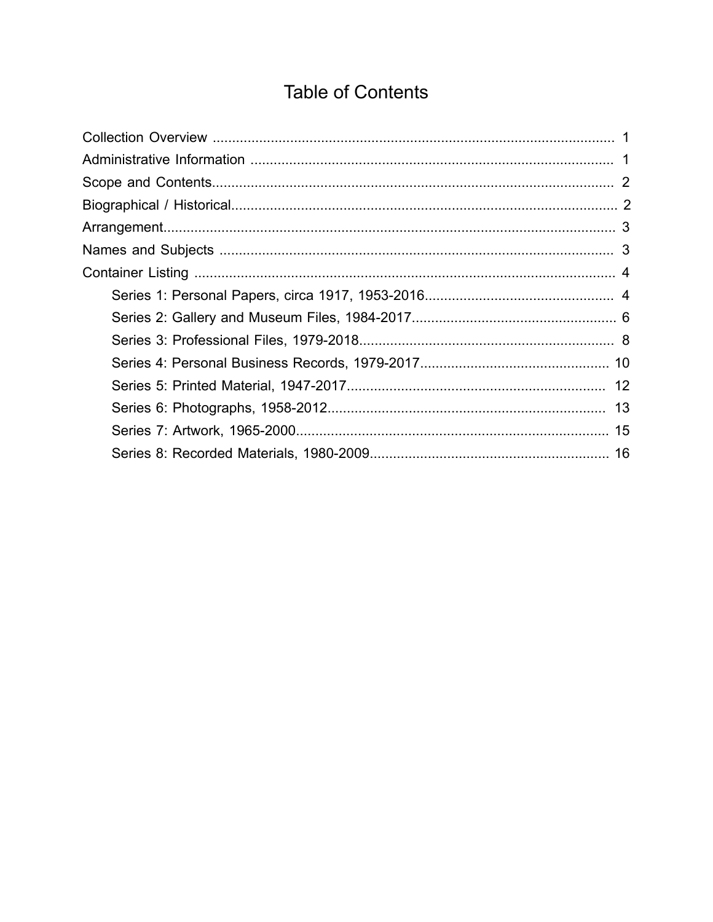# Table of Contents

Collection Overview .......................................................................................................... 1

Administrative Information ................................................................................................ 1

Scope and Contents.......................................................................................................... 2

Biographical / Historical..................................................................................................... 2

Arrangement...................................................................................................................... 3

Names and Subjects ........................................................................................................ 3

Container Listing ............................................................................................................... 4

- Series 1: Personal Papers, circa 1917, 1953-2016................................................. 4
- Series 2: Gallery and Museum Files, 1984-2017..................................................... 6
- Series 3: Professional Files, 1979-2018.................................................................. 8
- Series 4: Personal Business Records, 1979-2017................................................. 10
- Series 5: Printed Material, 1947-2017................................................................... 12
- Series 6: Photographs, 1958-2012......................................................................... 13
- Series 7: Artwork, 1965-2000................................................................................. 15
- Series 8: Recorded Materials, 1980-2009.............................................................. 16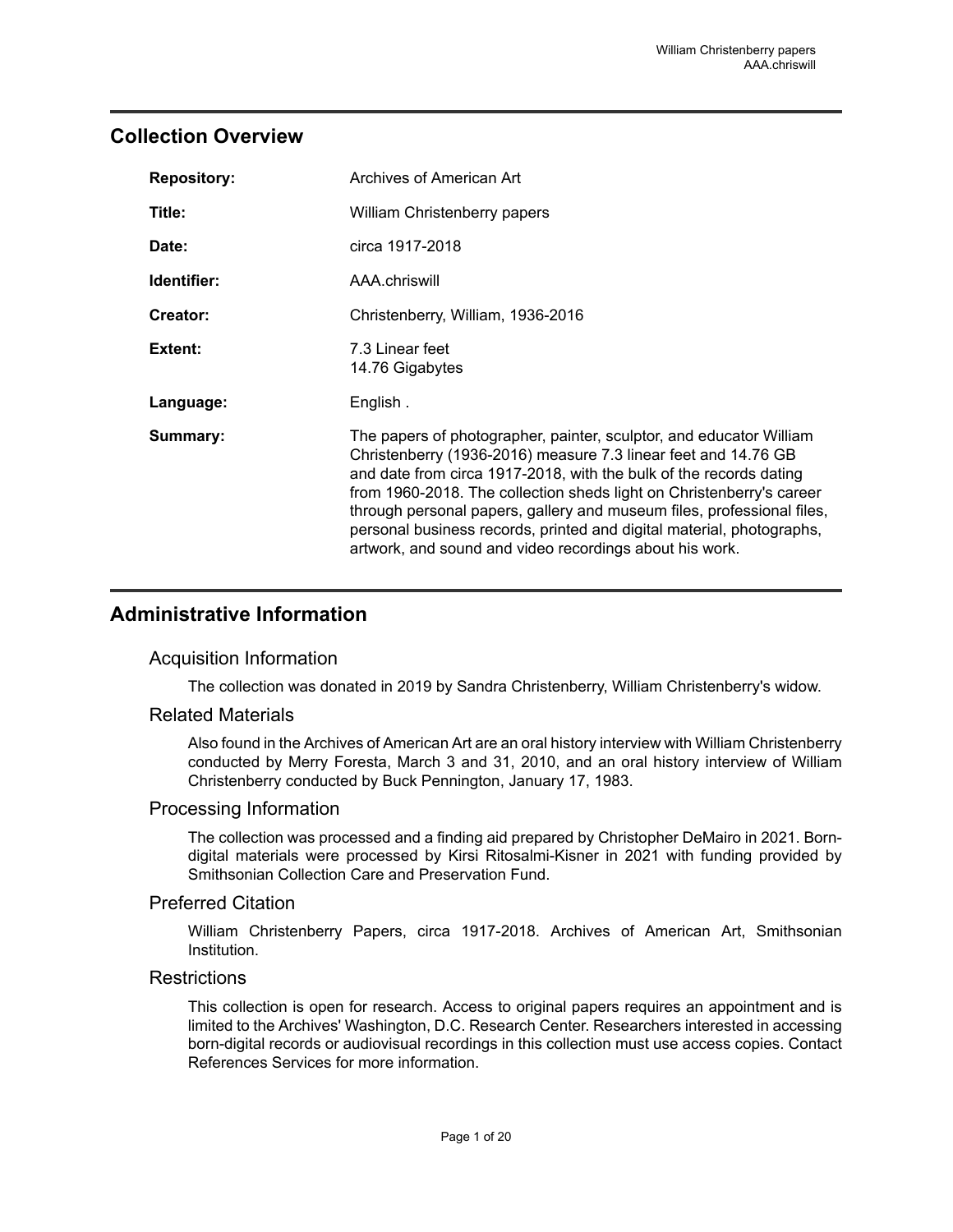## Collection Overview

| | |
|---|---|
| **Repository:** | Archives of American Art |
| **Title:** | William Christenberry papers |
| **Date:** | circa 1917-2018 |
| **Identifier:** | AAA.chriswill |
| **Creator:** | Christenberry, William, 1936-2016 |
| **Extent:** | 7.3 Linear feet<br>14.76 Gigabytes |
| **Language:** | English . |
| **Summary:** | The papers of photographer, painter, sculptor, and educator William Christenberry (1936-2016) measure 7.3 linear feet and 14.76 GB and date from circa 1917-2018, with the bulk of the records dating from 1960-2018. The collection sheds light on Christenberry's career through personal papers, gallery and museum files, professional files, personal business records, printed and digital material, photographs, artwork, and sound and video recordings about his work. |

## Administrative Information

### Acquisition Information

The collection was donated in 2019 by Sandra Christenberry, William Christenberry's widow.

### Related Materials

Also found in the Archives of American Art are an oral history interview with William Christenberry conducted by Merry Foresta, March 3 and 31, 2010, and an oral history interview of William Christenberry conducted by Buck Pennington, January 17, 1983.

### Processing Information

The collection was processed and a finding aid prepared by Christopher DeMairo in 2021. Born-digital materials were processed by Kirsi Ritosalmi-Kisner in 2021 with funding provided by Smithsonian Collection Care and Preservation Fund.

### Preferred Citation

William Christenberry Papers, circa 1917-2018. Archives of American Art, Smithsonian Institution.

### Restrictions

This collection is open for research. Access to original papers requires an appointment and is limited to the Archives' Washington, D.C. Research Center. Researchers interested in accessing born-digital records or audiovisual recordings in this collection must use access copies. Contact References Services for more information.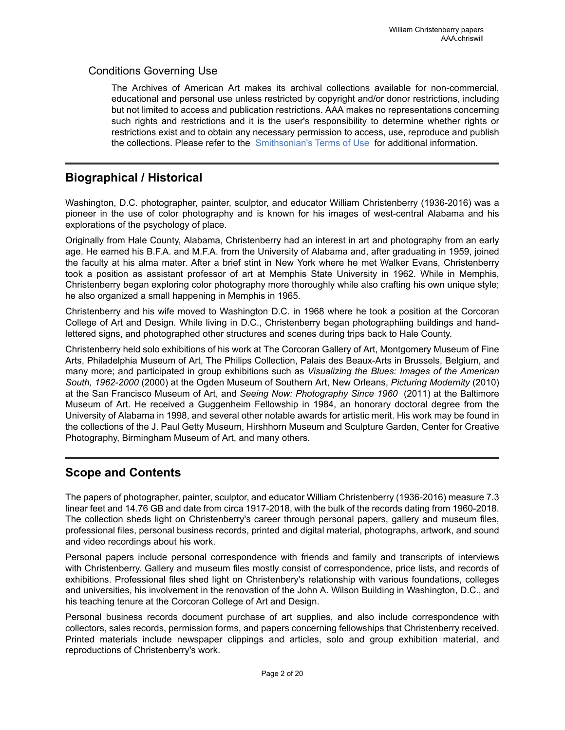## Conditions Governing Use

The Archives of American Art makes its archival collections available for non-commercial, educational and personal use unless restricted by copyright and/or donor restrictions, including but not limited to access and publication restrictions. AAA makes no representations concerning such rights and restrictions and it is the user's responsibility to determine whether rights or restrictions exist and to obtain any necessary permission to access, use, reproduce and publish the collections. Please refer to the Smithsonian's Terms of Use for additional information.

## Biographical / Historical

Washington, D.C. photographer, painter, sculptor, and educator William Christenberry (1936-2016) was a pioneer in the use of color photography and is known for his images of west-central Alabama and his explorations of the psychology of place.

Originally from Hale County, Alabama, Christenberry had an interest in art and photography from an early age. He earned his B.F.A. and M.F.A. from the University of Alabama and, after graduating in 1959, joined the faculty at his alma mater. After a brief stint in New York where he met Walker Evans, Christenberry took a position as assistant professor of art at Memphis State University in 1962. While in Memphis, Christenberry began exploring color photography more thoroughly while also crafting his own unique style; he also organized a small happening in Memphis in 1965.

Christenberry and his wife moved to Washington D.C. in 1968 where he took a position at the Corcoran College of Art and Design. While living in D.C., Christenberry began photographiing buildings and hand-lettered signs, and photographed other structures and scenes during trips back to Hale County.

Christenberry held solo exhibitions of his work at The Corcoran Gallery of Art, Montgomery Museum of Fine Arts, Philadelphia Museum of Art, The Philips Collection, Palais des Beaux-Arts in Brussels, Belgium, and many more; and participated in group exhibitions such as *Visualizing the Blues: Images of the American South, 1962-2000* (2000) at the Ogden Museum of Southern Art, New Orleans, *Picturing Modernity* (2010) at the San Francisco Museum of Art, and *Seeing Now: Photography Since 1960* (2011) at the Baltimore Museum of Art. He received a Guggenheim Fellowship in 1984, an honorary doctoral degree from the University of Alabama in 1998, and several other notable awards for artistic merit. His work may be found in the collections of the J. Paul Getty Museum, Hirshhorn Museum and Sculpture Garden, Center for Creative Photography, Birmingham Museum of Art, and many others.

## Scope and Contents

The papers of photographer, painter, sculptor, and educator William Christenberry (1936-2016) measure 7.3 linear feet and 14.76 GB and date from circa 1917-2018, with the bulk of the records dating from 1960-2018. The collection sheds light on Christenberry's career through personal papers, gallery and museum files, professional files, personal business records, printed and digital material, photographs, artwork, and sound and video recordings about his work.

Personal papers include personal correspondence with friends and family and transcripts of interviews with Christenberry. Gallery and museum files mostly consist of correspondence, price lists, and records of exhibitions. Professional files shed light on Christenbery's relationship with various foundations, colleges and universities, his involvement in the renovation of the John A. Wilson Building in Washington, D.C., and his teaching tenure at the Corcoran College of Art and Design.

Personal business records document purchase of art supplies, and also include correspondence with collectors, sales records, permission forms, and papers concerning fellowships that Christenberry received. Printed materials include newspaper clippings and articles, solo and group exhibition material, and reproductions of Christenberry's work.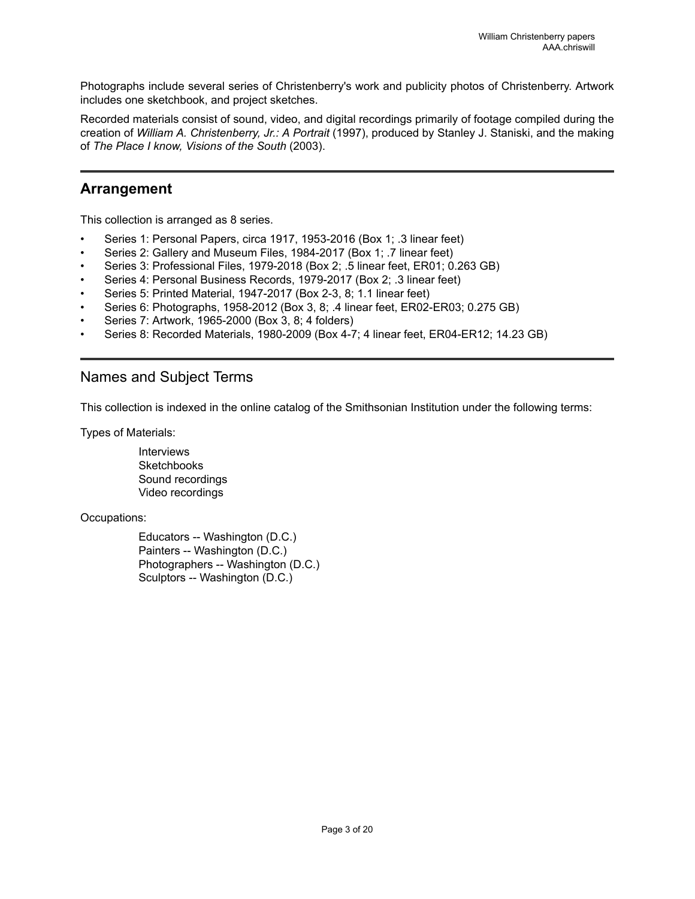Photographs include several series of Christenberry's work and publicity photos of Christenberry. Artwork includes one sketchbook, and project sketches.

Recorded materials consist of sound, video, and digital recordings primarily of footage compiled during the creation of *William A. Christenberry, Jr.: A Portrait* (1997), produced by Stanley J. Staniski, and the making of *The Place I know, Visions of the South* (2003).

## Arrangement

This collection is arranged as 8 series.

- Series 1: Personal Papers, circa 1917, 1953-2016 (Box 1; .3 linear feet)
- Series 2: Gallery and Museum Files, 1984-2017 (Box 1; .7 linear feet)
- Series 3: Professional Files, 1979-2018 (Box 2; .5 linear feet, ER01; 0.263 GB)
- Series 4: Personal Business Records, 1979-2017 (Box 2; .3 linear feet)
- Series 5: Printed Material, 1947-2017 (Box 2-3, 8; 1.1 linear feet)
- Series 6: Photographs, 1958-2012 (Box 3, 8; .4 linear feet, ER02-ER03; 0.275 GB)
- Series 7: Artwork, 1965-2000 (Box 3, 8; 4 folders)
- Series 8: Recorded Materials, 1980-2009 (Box 4-7; 4 linear feet, ER04-ER12; 14.23 GB)

## Names and Subject Terms

This collection is indexed in the online catalog of the Smithsonian Institution under the following terms:

Types of Materials:

- Interviews
- Sketchbooks
- Sound recordings
- Video recordings

Occupations:

- Educators -- Washington (D.C.)
- Painters -- Washington (D.C.)
- Photographers -- Washington (D.C.)
- Sculptors -- Washington (D.C.)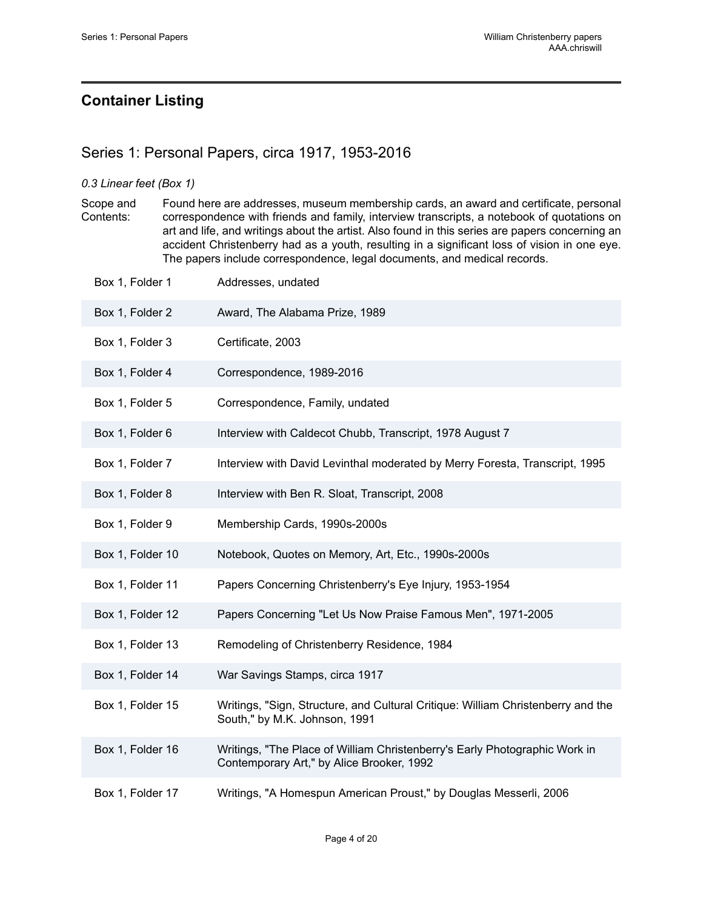## Container Listing

### Series 1: Personal Papers, circa 1917, 1953-2016

*0.3 Linear feet (Box 1)*

Scope and Contents: Found here are addresses, museum membership cards, an award and certificate, personal correspondence with friends and family, interview transcripts, a notebook of quotations on art and life, and writings about the artist. Also found in this series are papers concerning an accident Christenberry had as a youth, resulting in a significant loss of vision in one eye. The papers include correspondence, legal documents, and medical records.

| Container | Description |
| --- | --- |
| Box 1, Folder 1 | Addresses, undated |
| Box 1, Folder 2 | Award, The Alabama Prize, 1989 |
| Box 1, Folder 3 | Certificate, 2003 |
| Box 1, Folder 4 | Correspondence, 1989-2016 |
| Box 1, Folder 5 | Correspondence, Family, undated |
| Box 1, Folder 6 | Interview with Caldecot Chubb, Transcript, 1978 August 7 |
| Box 1, Folder 7 | Interview with David Levinthal moderated by Merry Foresta, Transcript, 1995 |
| Box 1, Folder 8 | Interview with Ben R. Sloat, Transcript, 2008 |
| Box 1, Folder 9 | Membership Cards, 1990s-2000s |
| Box 1, Folder 10 | Notebook, Quotes on Memory, Art, Etc., 1990s-2000s |
| Box 1, Folder 11 | Papers Concerning Christenberry's Eye Injury, 1953-1954 |
| Box 1, Folder 12 | Papers Concerning "Let Us Now Praise Famous Men", 1971-2005 |
| Box 1, Folder 13 | Remodeling of Christenberry Residence, 1984 |
| Box 1, Folder 14 | War Savings Stamps, circa 1917 |
| Box 1, Folder 15 | Writings, "Sign, Structure, and Cultural Critique: William Christenberry and the South," by M.K. Johnson, 1991 |
| Box 1, Folder 16 | Writings, "The Place of William Christenberry's Early Photographic Work in Contemporary Art," by Alice Brooker, 1992 |
| Box 1, Folder 17 | Writings, "A Homespun American Proust," by Douglas Messerli, 2006 |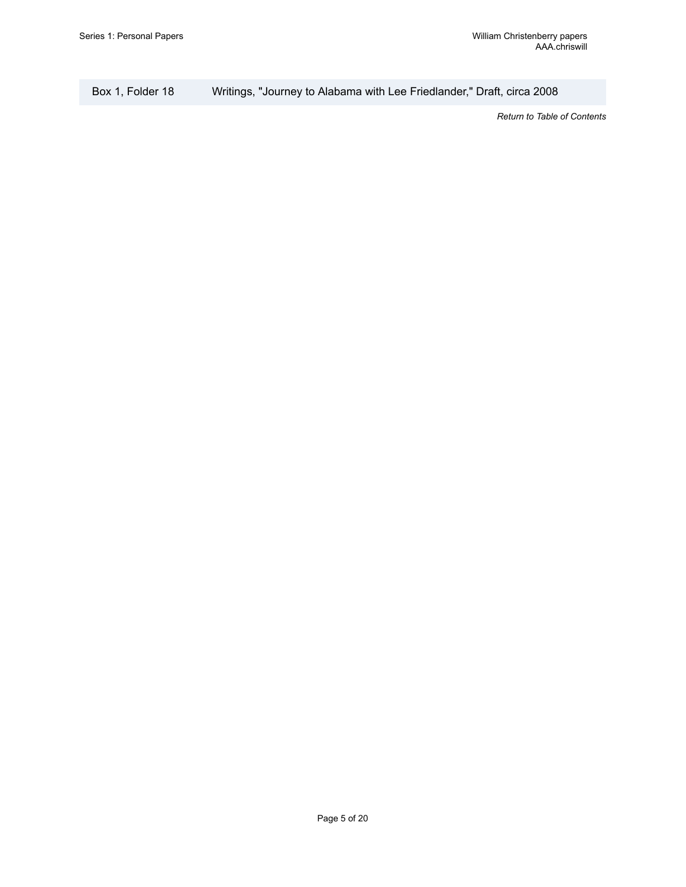| Box 1, Folder 18 | Writings, "Journey to Alabama with Lee Friedlander," Draft, circa 2008 |
|---|---|

*Return to Table of Contents*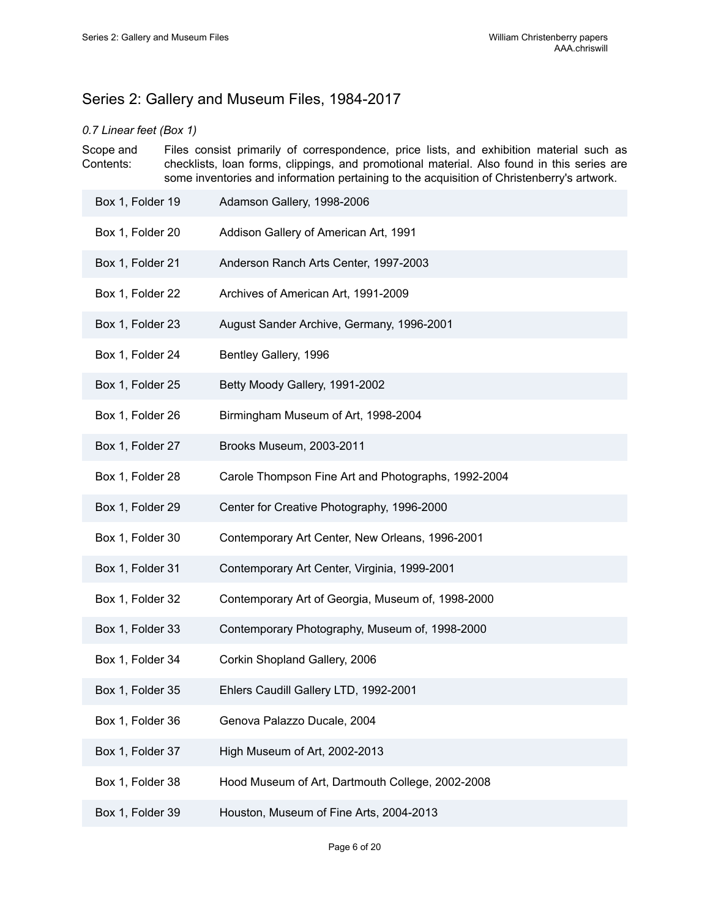## Series 2: Gallery and Museum Files, 1984-2017

*0.7 Linear feet (Box 1)*

Scope and Contents: Files consist primarily of correspondence, price lists, and exhibition material such as checklists, loan forms, clippings, and promotional material. Also found in this series are some inventories and information pertaining to the acquisition of Christenberry's artwork.

| | |
|---|---|
| Box 1, Folder 19 | Adamson Gallery, 1998-2006 |
| Box 1, Folder 20 | Addison Gallery of American Art, 1991 |
| Box 1, Folder 21 | Anderson Ranch Arts Center, 1997-2003 |
| Box 1, Folder 22 | Archives of American Art, 1991-2009 |
| Box 1, Folder 23 | August Sander Archive, Germany, 1996-2001 |
| Box 1, Folder 24 | Bentley Gallery, 1996 |
| Box 1, Folder 25 | Betty Moody Gallery, 1991-2002 |
| Box 1, Folder 26 | Birmingham Museum of Art, 1998-2004 |
| Box 1, Folder 27 | Brooks Museum, 2003-2011 |
| Box 1, Folder 28 | Carole Thompson Fine Art and Photographs, 1992-2004 |
| Box 1, Folder 29 | Center for Creative Photography, 1996-2000 |
| Box 1, Folder 30 | Contemporary Art Center, New Orleans, 1996-2001 |
| Box 1, Folder 31 | Contemporary Art Center, Virginia, 1999-2001 |
| Box 1, Folder 32 | Contemporary Art of Georgia, Museum of, 1998-2000 |
| Box 1, Folder 33 | Contemporary Photography, Museum of, 1998-2000 |
| Box 1, Folder 34 | Corkin Shopland Gallery, 2006 |
| Box 1, Folder 35 | Ehlers Caudill Gallery LTD, 1992-2001 |
| Box 1, Folder 36 | Genova Palazzo Ducale, 2004 |
| Box 1, Folder 37 | High Museum of Art, 2002-2013 |
| Box 1, Folder 38 | Hood Museum of Art, Dartmouth College, 2002-2008 |
| Box 1, Folder 39 | Houston, Museum of Fine Arts, 2004-2013 |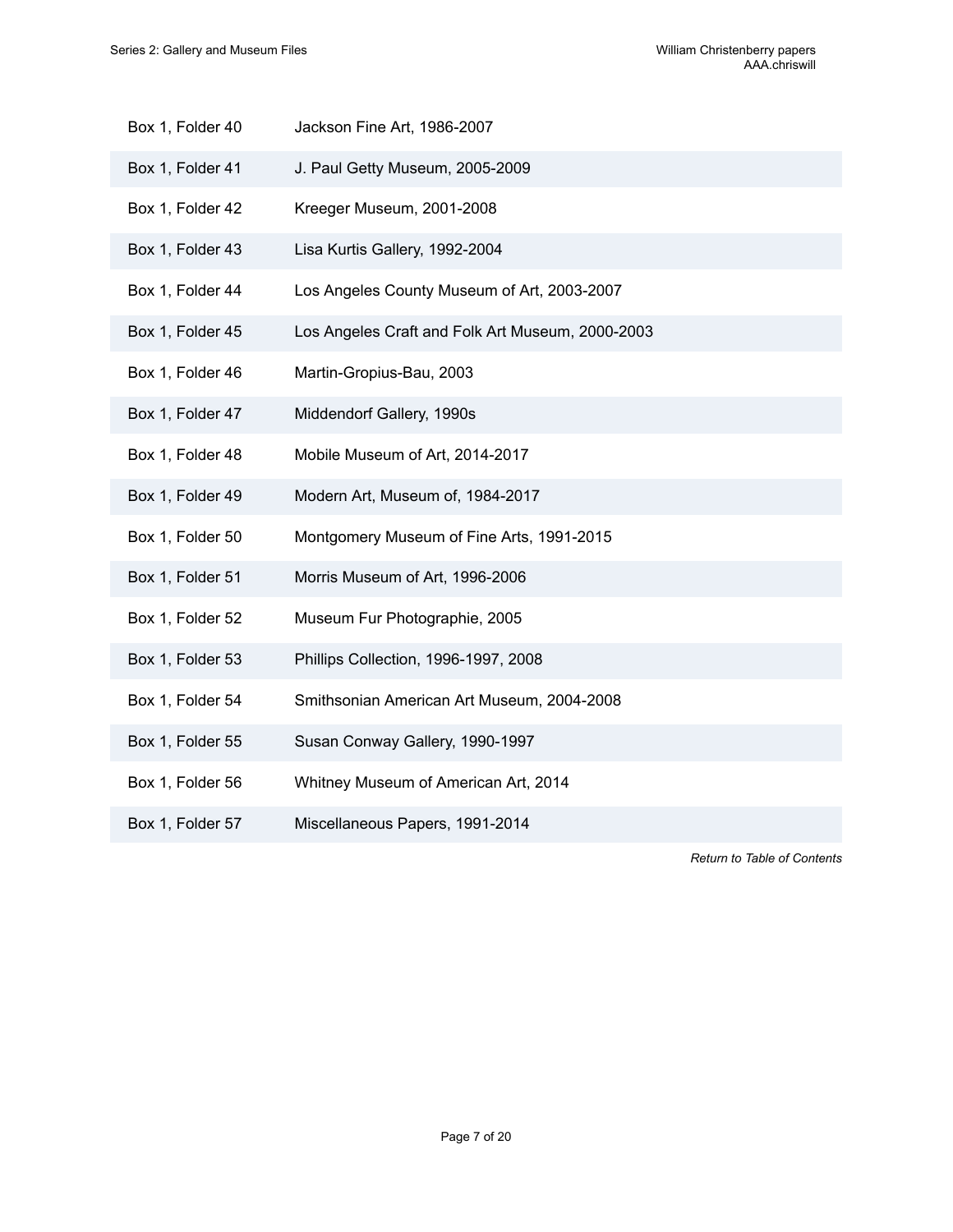| | |
|---|---|
| Box 1, Folder 40 | Jackson Fine Art, 1986-2007 |
| Box 1, Folder 41 | J. Paul Getty Museum, 2005-2009 |
| Box 1, Folder 42 | Kreeger Museum, 2001-2008 |
| Box 1, Folder 43 | Lisa Kurtis Gallery, 1992-2004 |
| Box 1, Folder 44 | Los Angeles County Museum of Art, 2003-2007 |
| Box 1, Folder 45 | Los Angeles Craft and Folk Art Museum, 2000-2003 |
| Box 1, Folder 46 | Martin-Gropius-Bau, 2003 |
| Box 1, Folder 47 | Middendorf Gallery, 1990s |
| Box 1, Folder 48 | Mobile Museum of Art, 2014-2017 |
| Box 1, Folder 49 | Modern Art, Museum of, 1984-2017 |
| Box 1, Folder 50 | Montgomery Museum of Fine Arts, 1991-2015 |
| Box 1, Folder 51 | Morris Museum of Art, 1996-2006 |
| Box 1, Folder 52 | Museum Fur Photographie, 2005 |
| Box 1, Folder 53 | Phillips Collection, 1996-1997, 2008 |
| Box 1, Folder 54 | Smithsonian American Art Museum, 2004-2008 |
| Box 1, Folder 55 | Susan Conway Gallery, 1990-1997 |
| Box 1, Folder 56 | Whitney Museum of American Art, 2014 |
| Box 1, Folder 57 | Miscellaneous Papers, 1991-2014 |

*Return to Table of Contents*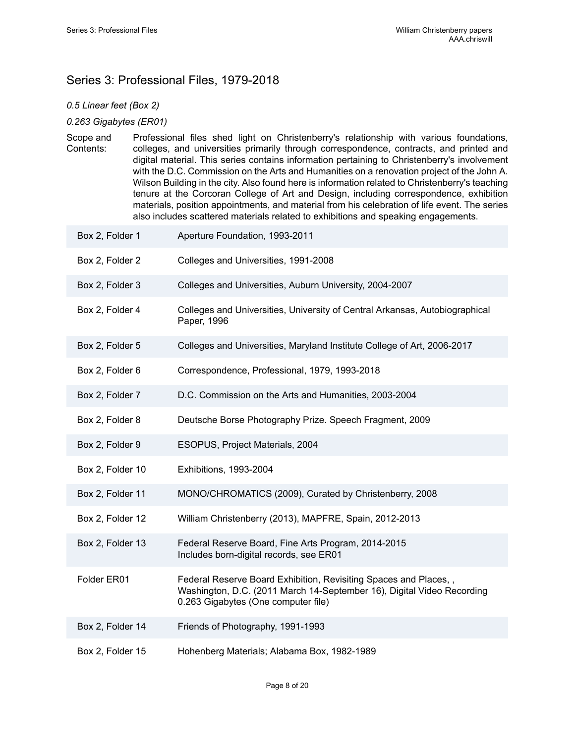## Series 3: Professional Files, 1979-2018

*0.5 Linear feet (Box 2)*

*0.263 Gigabytes (ER01)*

Scope and Contents: Professional files shed light on Christenberry's relationship with various foundations, colleges, and universities primarily through correspondence, contracts, and printed and digital material. This series contains information pertaining to Christenberry's involvement with the D.C. Commission on the Arts and Humanities on a renovation project of the John A. Wilson Building in the city. Also found here is information related to Christenberry's teaching tenure at the Corcoran College of Art and Design, including correspondence, exhibition materials, position appointments, and material from his celebration of life event. The series also includes scattered materials related to exhibitions and speaking engagements.

| | |
|---|---|
| Box 2, Folder 1 | Aperture Foundation, 1993-2011 |
| Box 2, Folder 2 | Colleges and Universities, 1991-2008 |
| Box 2, Folder 3 | Colleges and Universities, Auburn University, 2004-2007 |
| Box 2, Folder 4 | Colleges and Universities, University of Central Arkansas, Autobiographical Paper, 1996 |
| Box 2, Folder 5 | Colleges and Universities, Maryland Institute College of Art, 2006-2017 |
| Box 2, Folder 6 | Correspondence, Professional, 1979, 1993-2018 |
| Box 2, Folder 7 | D.C. Commission on the Arts and Humanities, 2003-2004 |
| Box 2, Folder 8 | Deutsche Borse Photography Prize. Speech Fragment, 2009 |
| Box 2, Folder 9 | ESOPUS, Project Materials, 2004 |
| Box 2, Folder 10 | Exhibitions, 1993-2004 |
| Box 2, Folder 11 | MONO/CHROMATICS (2009), Curated by Christenberry, 2008 |
| Box 2, Folder 12 | William Christenberry (2013), MAPFRE, Spain, 2012-2013 |
| Box 2, Folder 13 | Federal Reserve Board, Fine Arts Program, 2014-2015<br>Includes born-digital records, see ER01 |
| Folder ER01 | Federal Reserve Board Exhibition, Revisiting Spaces and Places, , Washington, D.C. (2011 March 14-September 16), Digital Video Recording<br>0.263 Gigabytes (One computer file) |
| Box 2, Folder 14 | Friends of Photography, 1991-1993 |
| Box 2, Folder 15 | Hohenberg Materials; Alabama Box, 1982-1989 |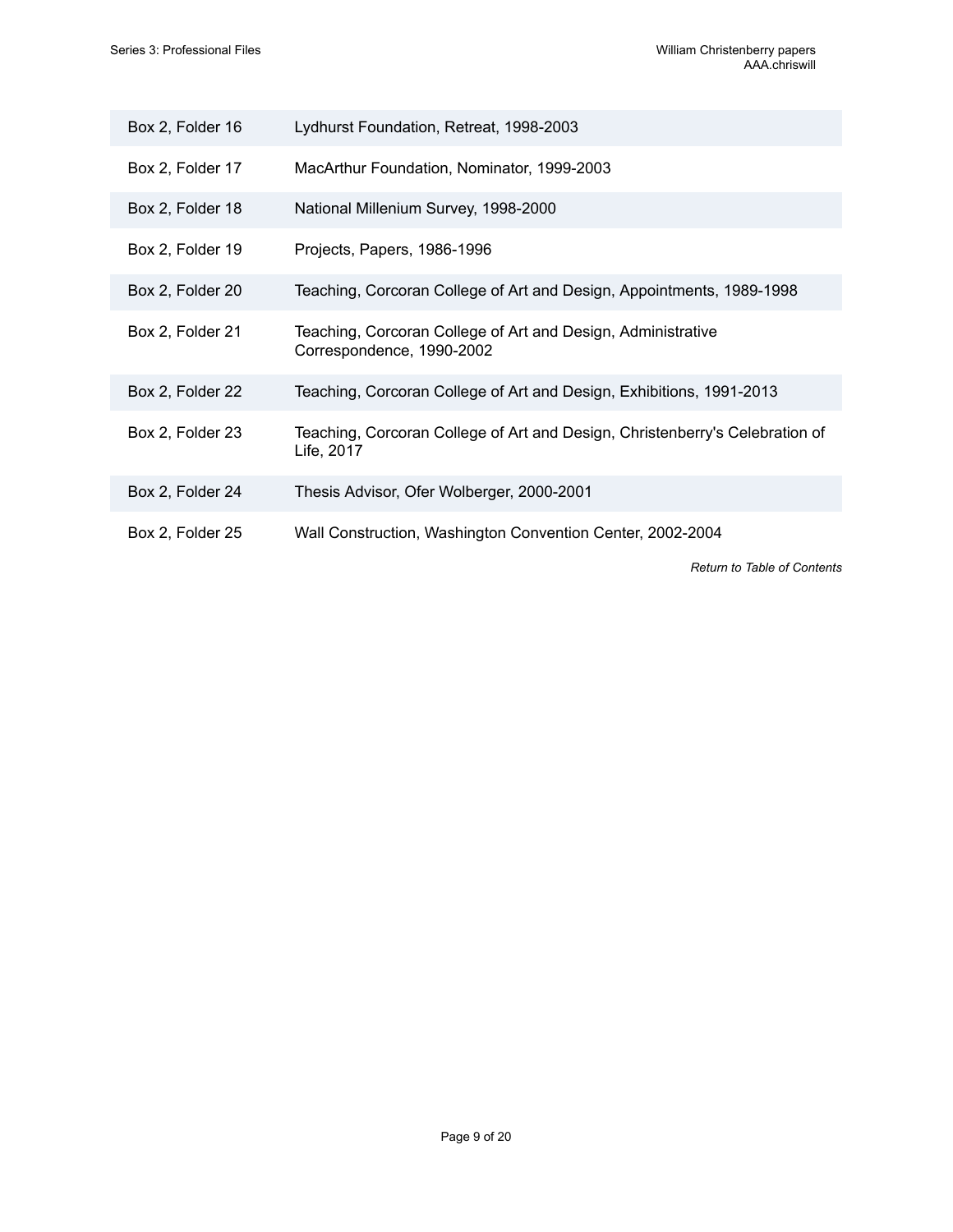| | |
|---|---|
| Box 2, Folder 16 | Lydhurst Foundation, Retreat, 1998-2003 |
| Box 2, Folder 17 | MacArthur Foundation, Nominator, 1999-2003 |
| Box 2, Folder 18 | National Millenium Survey, 1998-2000 |
| Box 2, Folder 19 | Projects, Papers, 1986-1996 |
| Box 2, Folder 20 | Teaching, Corcoran College of Art and Design, Appointments, 1989-1998 |
| Box 2, Folder 21 | Teaching, Corcoran College of Art and Design, Administrative Correspondence, 1990-2002 |
| Box 2, Folder 22 | Teaching, Corcoran College of Art and Design, Exhibitions, 1991-2013 |
| Box 2, Folder 23 | Teaching, Corcoran College of Art and Design, Christenberry's Celebration of Life, 2017 |
| Box 2, Folder 24 | Thesis Advisor, Ofer Wolberger, 2000-2001 |
| Box 2, Folder 25 | Wall Construction, Washington Convention Center, 2002-2004 |

*Return to Table of Contents*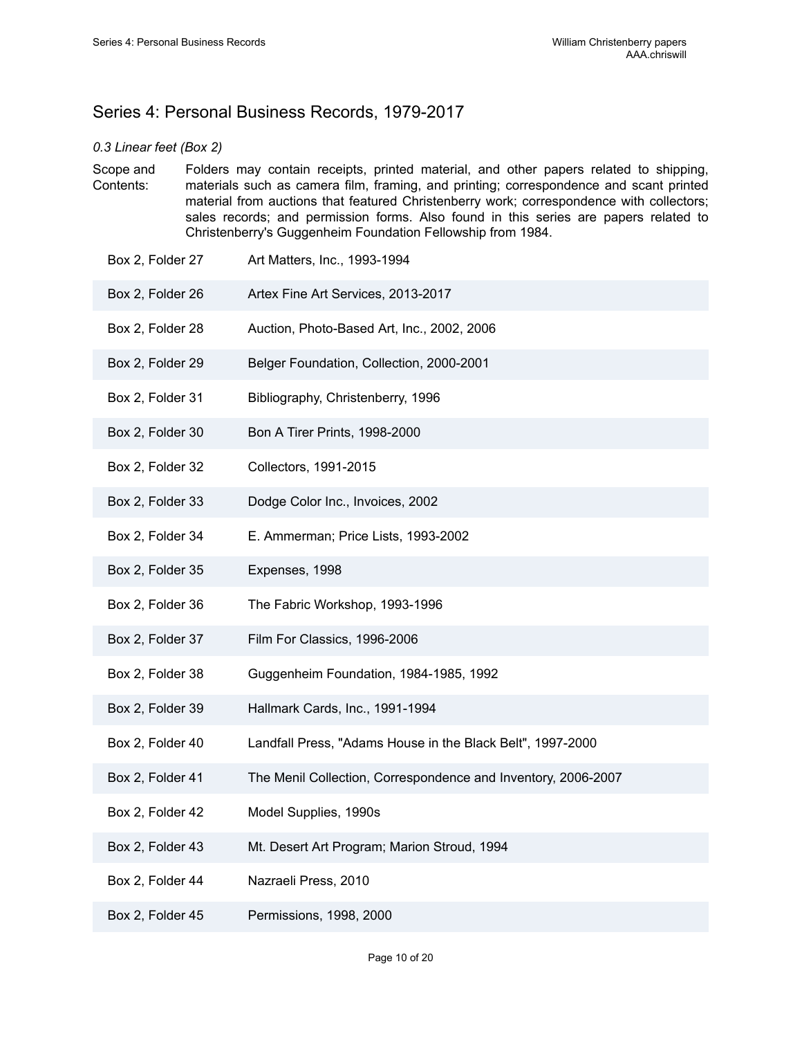## Series 4: Personal Business Records, 1979-2017

*0.3 Linear feet (Box 2)*

Scope and Contents: Folders may contain receipts, printed material, and other papers related to shipping, materials such as camera film, framing, and printing; correspondence and scant printed material from auctions that featured Christenberry work; correspondence with collectors; sales records; and permission forms. Also found in this series are papers related to Christenberry's Guggenheim Foundation Fellowship from 1984.

| | |
|---|---|
| Box 2, Folder 27 | Art Matters, Inc., 1993-1994 |
| Box 2, Folder 26 | Artex Fine Art Services, 2013-2017 |
| Box 2, Folder 28 | Auction, Photo-Based Art, Inc., 2002, 2006 |
| Box 2, Folder 29 | Belger Foundation, Collection, 2000-2001 |
| Box 2, Folder 31 | Bibliography, Christenberry, 1996 |
| Box 2, Folder 30 | Bon A Tirer Prints, 1998-2000 |
| Box 2, Folder 32 | Collectors, 1991-2015 |
| Box 2, Folder 33 | Dodge Color Inc., Invoices, 2002 |
| Box 2, Folder 34 | E. Ammerman; Price Lists, 1993-2002 |
| Box 2, Folder 35 | Expenses, 1998 |
| Box 2, Folder 36 | The Fabric Workshop, 1993-1996 |
| Box 2, Folder 37 | Film For Classics, 1996-2006 |
| Box 2, Folder 38 | Guggenheim Foundation, 1984-1985, 1992 |
| Box 2, Folder 39 | Hallmark Cards, Inc., 1991-1994 |
| Box 2, Folder 40 | Landfall Press, "Adams House in the Black Belt", 1997-2000 |
| Box 2, Folder 41 | The Menil Collection, Correspondence and Inventory, 2006-2007 |
| Box 2, Folder 42 | Model Supplies, 1990s |
| Box 2, Folder 43 | Mt. Desert Art Program; Marion Stroud, 1994 |
| Box 2, Folder 44 | Nazraeli Press, 2010 |
| Box 2, Folder 45 | Permissions, 1998, 2000 |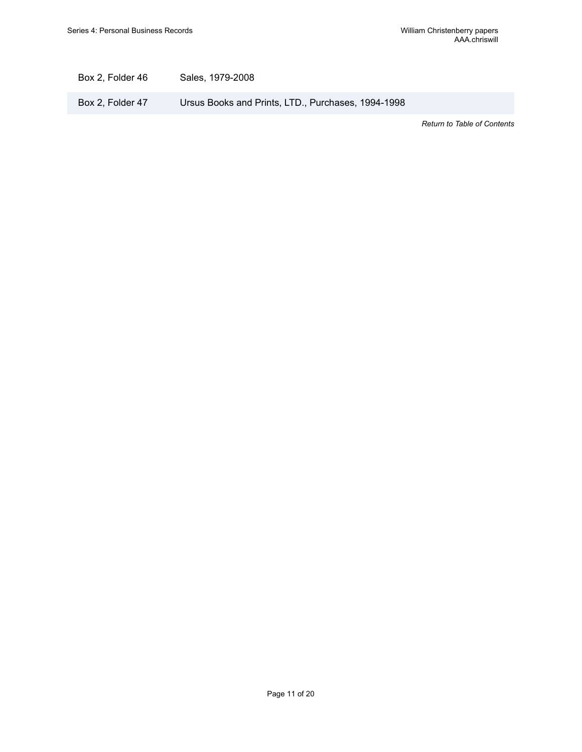| | |
|---|---|
| Box 2, Folder 46 | Sales, 1979-2008 |
| Box 2, Folder 47 | Ursus Books and Prints, LTD., Purchases, 1994-1998 |

*Return to Table of Contents*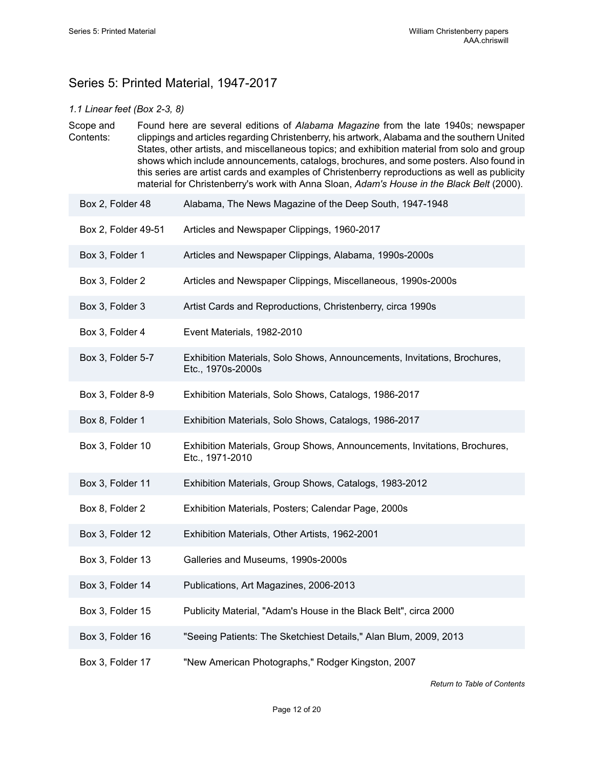## Series 5: Printed Material, 1947-2017

*1.1 Linear feet (Box 2-3, 8)*

Scope and Contents: Found here are several editions of *Alabama Magazine* from the late 1940s; newspaper clippings and articles regarding Christenberry, his artwork, Alabama and the southern United States, other artists, and miscellaneous topics; and exhibition material from solo and group shows which include announcements, catalogs, brochures, and some posters. Also found in this series are artist cards and examples of Christenberry reproductions as well as publicity material for Christenberry's work with Anna Sloan, *Adam's House in the Black Belt* (2000).

| | |
|---|---|
| Box 2, Folder 48 | Alabama, The News Magazine of the Deep South, 1947-1948 |
| Box 2, Folder 49-51 | Articles and Newspaper Clippings, 1960-2017 |
| Box 3, Folder 1 | Articles and Newspaper Clippings, Alabama, 1990s-2000s |
| Box 3, Folder 2 | Articles and Newspaper Clippings, Miscellaneous, 1990s-2000s |
| Box 3, Folder 3 | Artist Cards and Reproductions, Christenberry, circa 1990s |
| Box 3, Folder 4 | Event Materials, 1982-2010 |
| Box 3, Folder 5-7 | Exhibition Materials, Solo Shows, Announcements, Invitations, Brochures, Etc., 1970s-2000s |
| Box 3, Folder 8-9 | Exhibition Materials, Solo Shows, Catalogs, 1986-2017 |
| Box 8, Folder 1 | Exhibition Materials, Solo Shows, Catalogs, 1986-2017 |
| Box 3, Folder 10 | Exhibition Materials, Group Shows, Announcements, Invitations, Brochures, Etc., 1971-2010 |
| Box 3, Folder 11 | Exhibition Materials, Group Shows, Catalogs, 1983-2012 |
| Box 8, Folder 2 | Exhibition Materials, Posters; Calendar Page, 2000s |
| Box 3, Folder 12 | Exhibition Materials, Other Artists, 1962-2001 |
| Box 3, Folder 13 | Galleries and Museums, 1990s-2000s |
| Box 3, Folder 14 | Publications, Art Magazines, 2006-2013 |
| Box 3, Folder 15 | Publicity Material, "Adam's House in the Black Belt", circa 2000 |
| Box 3, Folder 16 | "Seeing Patients: The Sketchiest Details," Alan Blum, 2009, 2013 |
| Box 3, Folder 17 | "New American Photographs," Rodger Kingston, 2007 |

*Return to Table of Contents*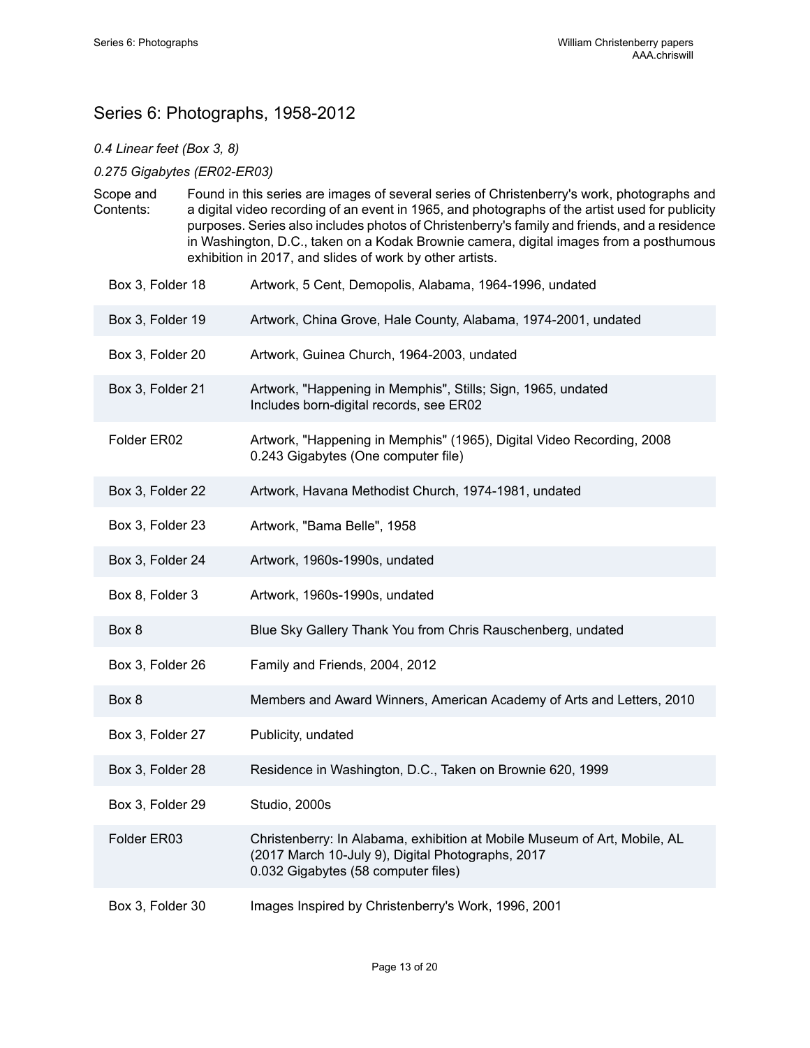## Series 6: Photographs, 1958-2012

*0.4 Linear feet (Box 3, 8)*

*0.275 Gigabytes (ER02-ER03)*

Scope and Contents: Found in this series are images of several series of Christenberry's work, photographs and a digital video recording of an event in 1965, and photographs of the artist used for publicity purposes. Series also includes photos of Christenberry's family and friends, and a residence in Washington, D.C., taken on a Kodak Brownie camera, digital images from a posthumous exhibition in 2017, and slides of work by other artists.

| | |
|---|---|
| Box 3, Folder 18 | Artwork, 5 Cent, Demopolis, Alabama, 1964-1996, undated |
| Box 3, Folder 19 | Artwork, China Grove, Hale County, Alabama, 1974-2001, undated |
| Box 3, Folder 20 | Artwork, Guinea Church, 1964-2003, undated |
| Box 3, Folder 21 | Artwork, "Happening in Memphis", Stills; Sign, 1965, undated<br>Includes born-digital records, see ER02 |
| Folder ER02 | Artwork, "Happening in Memphis" (1965), Digital Video Recording, 2008<br>0.243 Gigabytes (One computer file) |
| Box 3, Folder 22 | Artwork, Havana Methodist Church, 1974-1981, undated |
| Box 3, Folder 23 | Artwork, "Bama Belle", 1958 |
| Box 3, Folder 24 | Artwork, 1960s-1990s, undated |
| Box 8, Folder 3 | Artwork, 1960s-1990s, undated |
| Box 8 | Blue Sky Gallery Thank You from Chris Rauschenberg, undated |
| Box 3, Folder 26 | Family and Friends, 2004, 2012 |
| Box 8 | Members and Award Winners, American Academy of Arts and Letters, 2010 |
| Box 3, Folder 27 | Publicity, undated |
| Box 3, Folder 28 | Residence in Washington, D.C., Taken on Brownie 620, 1999 |
| Box 3, Folder 29 | Studio, 2000s |
| Folder ER03 | Christenberry: In Alabama, exhibition at Mobile Museum of Art, Mobile, AL (2017 March 10-July 9), Digital Photographs, 2017<br>0.032 Gigabytes (58 computer files) |
| Box 3, Folder 30 | Images Inspired by Christenberry's Work, 1996, 2001 |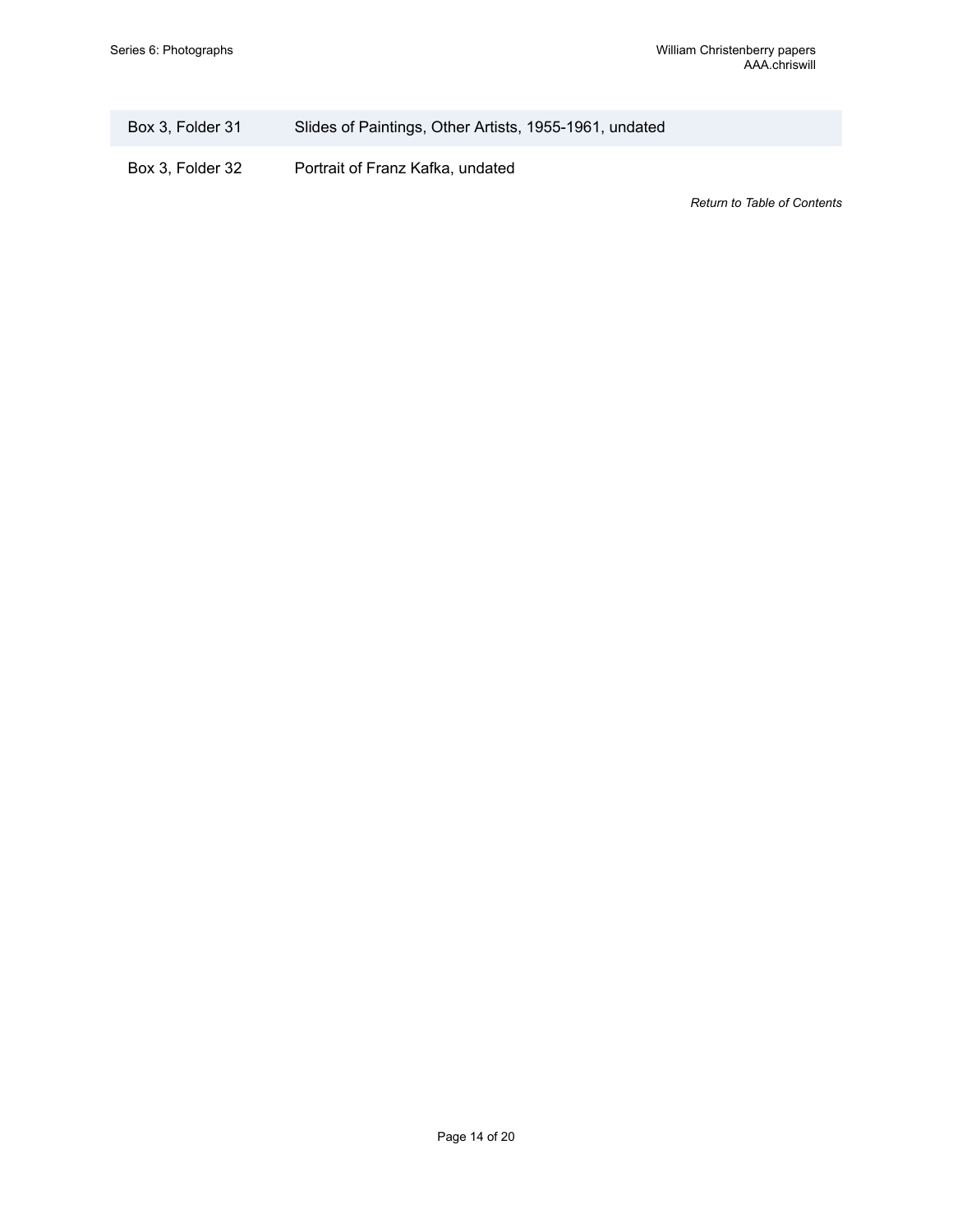| | |
|---|---|
| Box 3, Folder 31 | Slides of Paintings, Other Artists, 1955-1961, undated |
| Box 3, Folder 32 | Portrait of Franz Kafka, undated |

*Return to Table of Contents*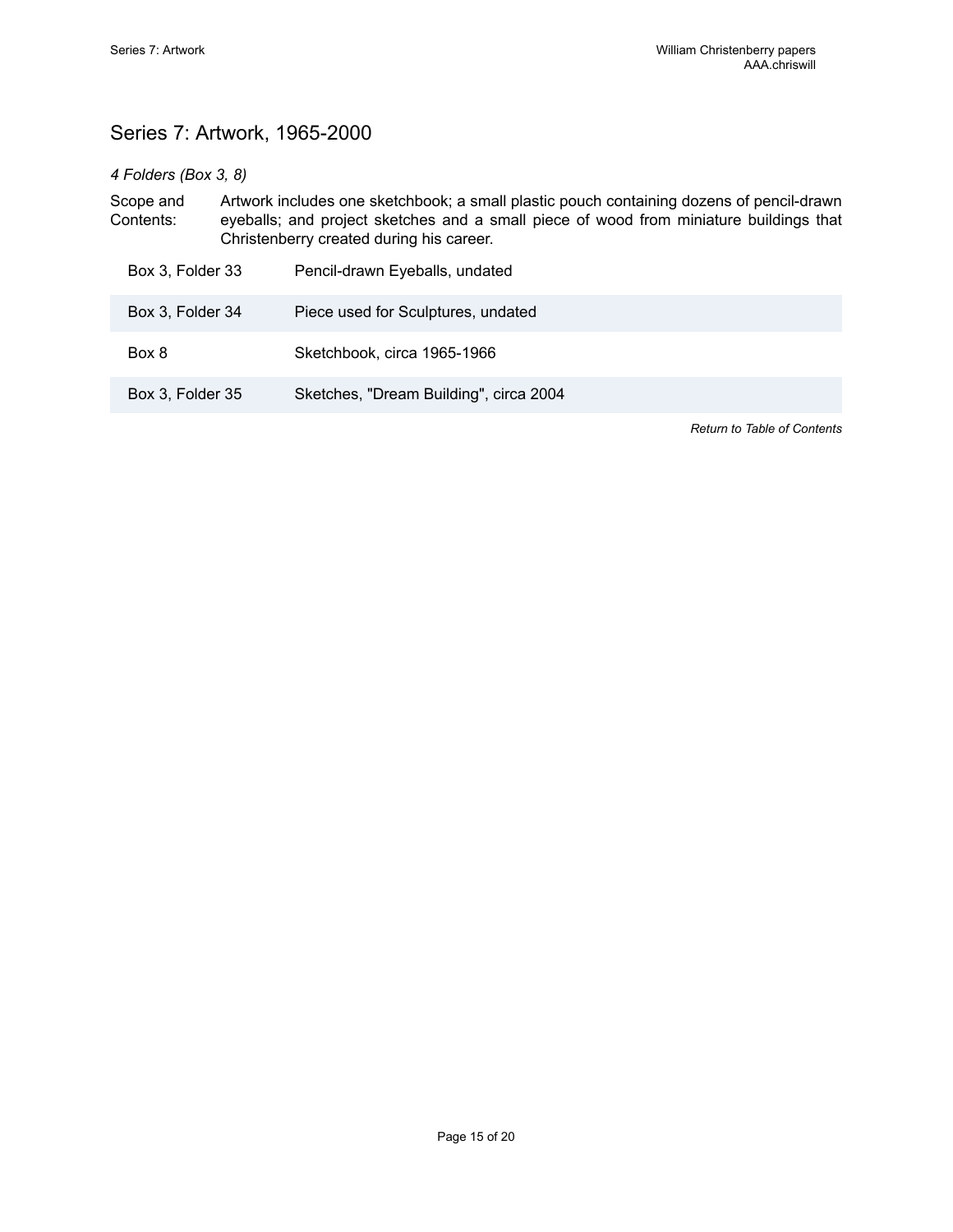## Series 7: Artwork, 1965-2000

*4 Folders (Box 3, 8)*

Scope and Contents: Artwork includes one sketchbook; a small plastic pouch containing dozens of pencil-drawn eyeballs; and project sketches and a small piece of wood from miniature buildings that Christenberry created during his career.

| | |
|---|---|
| Box 3, Folder 33 | Pencil-drawn Eyeballs, undated |
| Box 3, Folder 34 | Piece used for Sculptures, undated |
| Box 8 | Sketchbook, circa 1965-1966 |
| Box 3, Folder 35 | Sketches, "Dream Building", circa 2004 |

*Return to Table of Contents*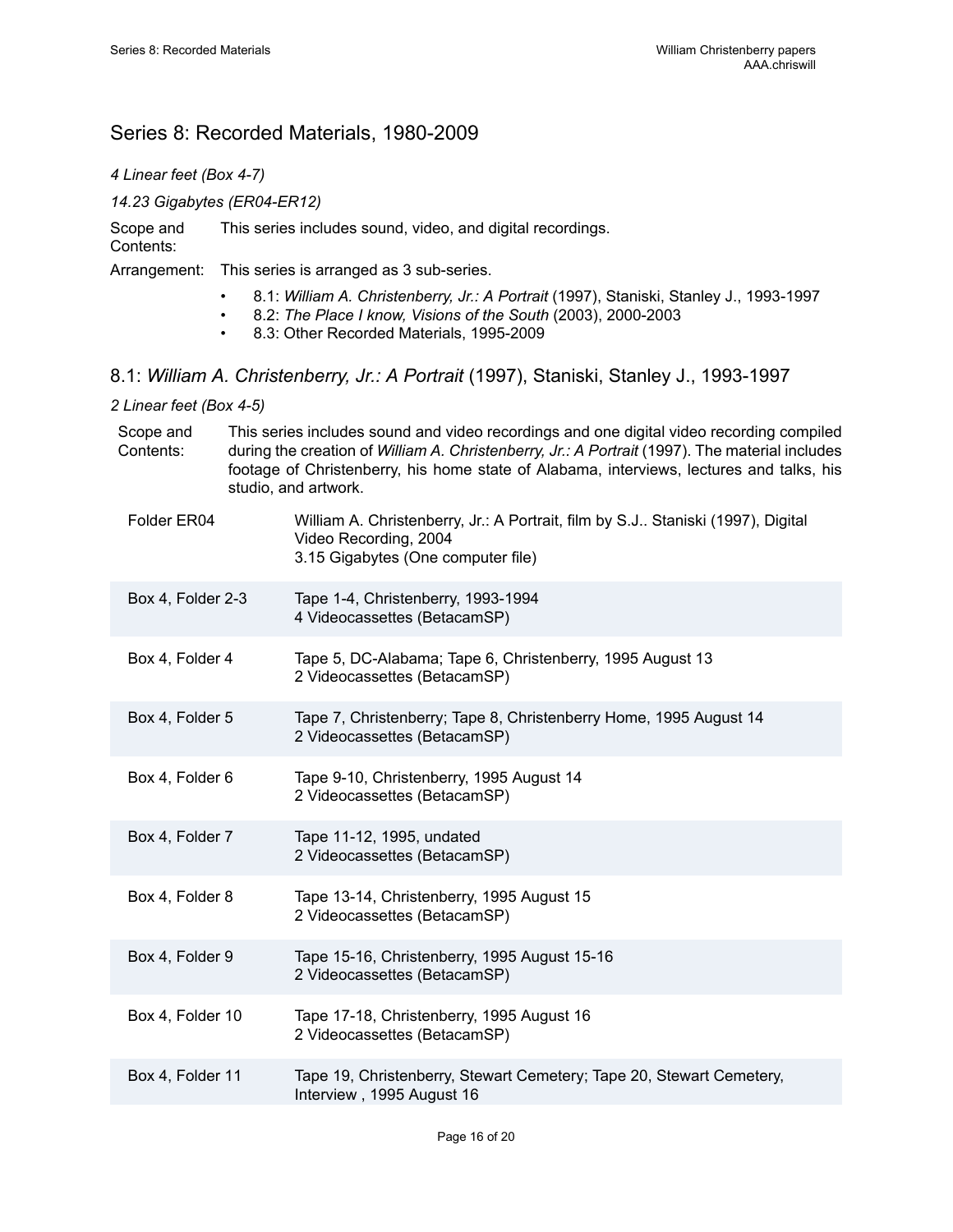## Series 8: Recorded Materials, 1980-2009

*4 Linear feet (Box 4-7)*

*14.23 Gigabytes (ER04-ER12)*

Scope and Contents: This series includes sound, video, and digital recordings.

Arrangement: This series is arranged as 3 sub-series.

- 8.1: *William A. Christenberry, Jr.: A Portrait* (1997), Staniski, Stanley J., 1993-1997
- 8.2: *The Place I know, Visions of the South* (2003), 2000-2003
- 8.3: Other Recorded Materials, 1995-2009

### 8.1: *William A. Christenberry, Jr.: A Portrait* (1997), Staniski, Stanley J., 1993-1997

*2 Linear feet (Box 4-5)*

Scope and Contents: This series includes sound and video recordings and one digital video recording compiled during the creation of *William A. Christenberry, Jr.: A Portrait* (1997). The material includes footage of Christenberry, his home state of Alabama, interviews, lectures and talks, his studio, and artwork.

| Location | Description |
|---|---|
| Folder ER04 | William A. Christenberry, Jr.: A Portrait, film by S.J.. Staniski (1997), Digital Video Recording, 2004<br>3.15 Gigabytes (One computer file) |
| Box 4, Folder 2-3 | Tape 1-4, Christenberry, 1993-1994<br>4 Videocassettes (BetacamSP) |
| Box 4, Folder 4 | Tape 5, DC-Alabama; Tape 6, Christenberry, 1995 August 13<br>2 Videocassettes (BetacamSP) |
| Box 4, Folder 5 | Tape 7, Christenberry; Tape 8, Christenberry Home, 1995 August 14<br>2 Videocassettes (BetacamSP) |
| Box 4, Folder 6 | Tape 9-10, Christenberry, 1995 August 14<br>2 Videocassettes (BetacamSP) |
| Box 4, Folder 7 | Tape 11-12, 1995, undated<br>2 Videocassettes (BetacamSP) |
| Box 4, Folder 8 | Tape 13-14, Christenberry, 1995 August 15<br>2 Videocassettes (BetacamSP) |
| Box 4, Folder 9 | Tape 15-16, Christenberry, 1995 August 15-16<br>2 Videocassettes (BetacamSP) |
| Box 4, Folder 10 | Tape 17-18, Christenberry, 1995 August 16<br>2 Videocassettes (BetacamSP) |
| Box 4, Folder 11 | Tape 19, Christenberry, Stewart Cemetery; Tape 20, Stewart Cemetery, Interview , 1995 August 16 |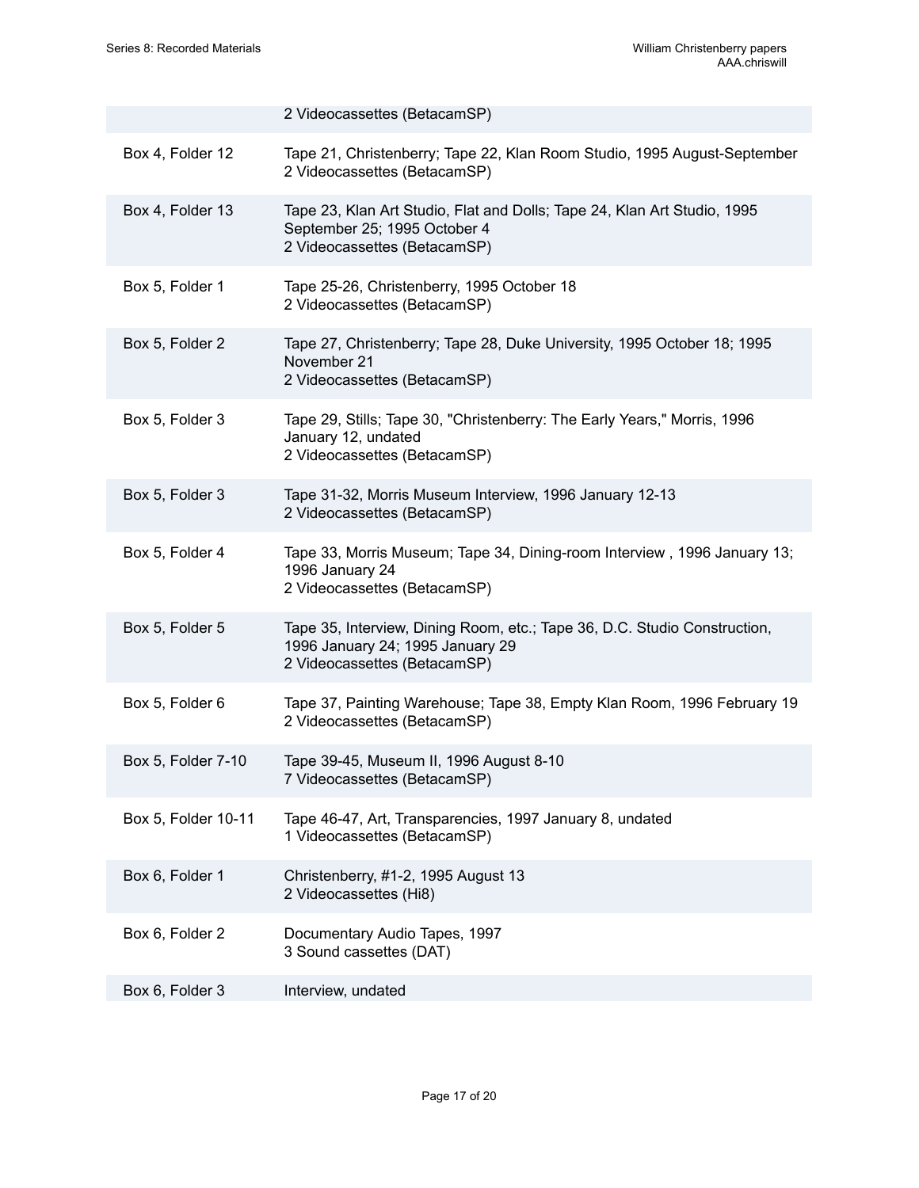| | |
|---|---|
| | 2 Videocassettes (BetacamSP) |
| Box 4, Folder 12 | Tape 21, Christenberry; Tape 22, Klan Room Studio, 1995 August-September<br>2 Videocassettes (BetacamSP) |
| Box 4, Folder 13 | Tape 23, Klan Art Studio, Flat and Dolls; Tape 24, Klan Art Studio, 1995 September 25; 1995 October 4<br>2 Videocassettes (BetacamSP) |
| Box 5, Folder 1 | Tape 25-26, Christenberry, 1995 October 18<br>2 Videocassettes (BetacamSP) |
| Box 5, Folder 2 | Tape 27, Christenberry; Tape 28, Duke University, 1995 October 18; 1995 November 21<br>2 Videocassettes (BetacamSP) |
| Box 5, Folder 3 | Tape 29, Stills; Tape 30, "Christenberry: The Early Years," Morris, 1996 January 12, undated<br>2 Videocassettes (BetacamSP) |
| Box 5, Folder 3 | Tape 31-32, Morris Museum Interview, 1996 January 12-13<br>2 Videocassettes (BetacamSP) |
| Box 5, Folder 4 | Tape 33, Morris Museum; Tape 34, Dining-room Interview , 1996 January 13; 1996 January 24<br>2 Videocassettes (BetacamSP) |
| Box 5, Folder 5 | Tape 35, Interview, Dining Room, etc.; Tape 36, D.C. Studio Construction, 1996 January 24; 1995 January 29<br>2 Videocassettes (BetacamSP) |
| Box 5, Folder 6 | Tape 37, Painting Warehouse; Tape 38, Empty Klan Room, 1996 February 19<br>2 Videocassettes (BetacamSP) |
| Box 5, Folder 7-10 | Tape 39-45, Museum II, 1996 August 8-10<br>7 Videocassettes (BetacamSP) |
| Box 5, Folder 10-11 | Tape 46-47, Art, Transparencies, 1997 January 8, undated<br>1 Videocassettes (BetacamSP) |
| Box 6, Folder 1 | Christenberry, #1-2, 1995 August 13<br>2 Videocassettes (Hi8) |
| Box 6, Folder 2 | Documentary Audio Tapes, 1997<br>3 Sound cassettes (DAT) |
| Box 6, Folder 3 | Interview, undated |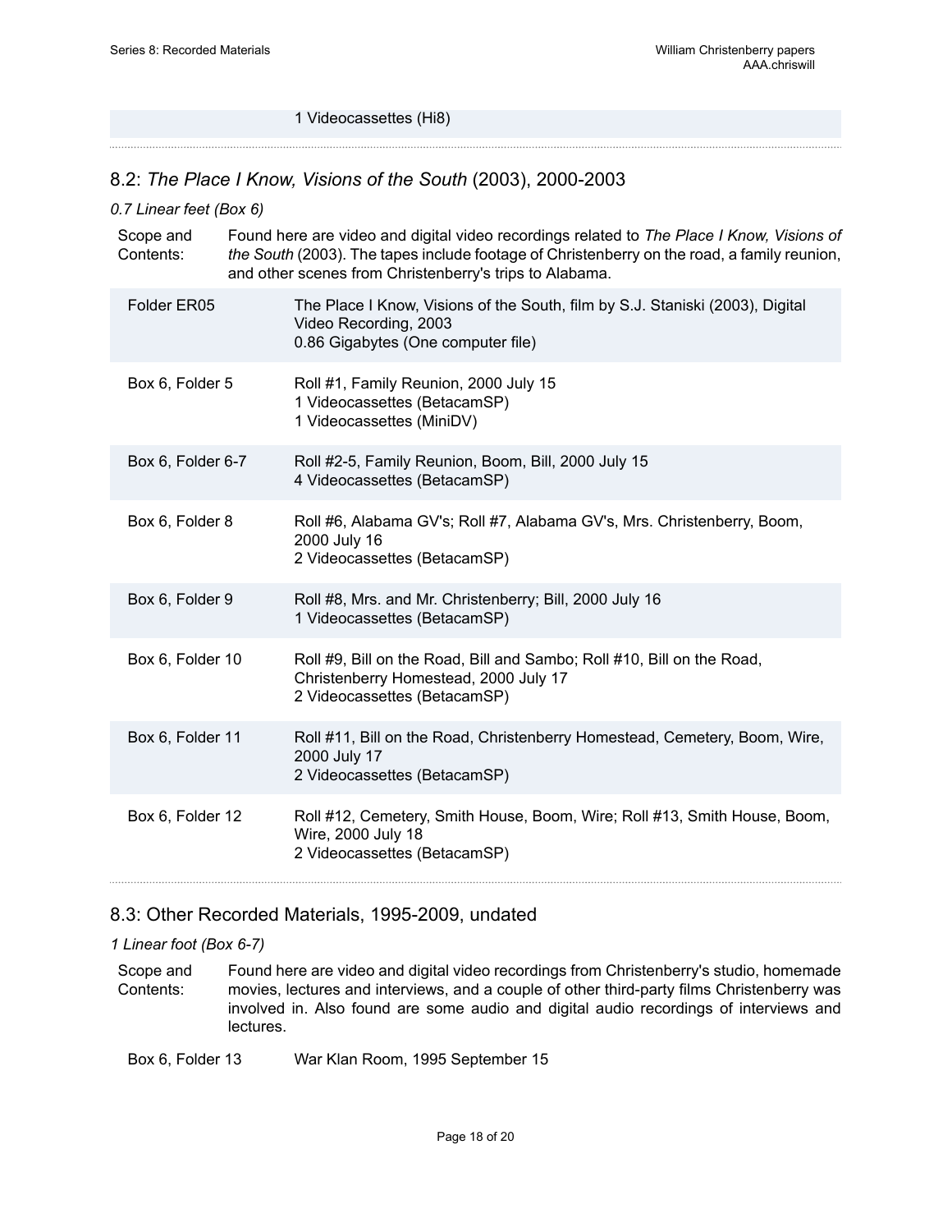| | |
|---|---|
| | 1 Videocassettes (Hi8) |

## 8.2: *The Place I Know, Visions of the South* (2003), 2000-2003

*0.7 Linear feet (Box 6)*

Scope and Contents: Found here are video and digital video recordings related to *The Place I Know, Visions of the South* (2003). The tapes include footage of Christenberry on the road, a family reunion, and other scenes from Christenberry's trips to Alabama.

| | |
|---|---|
| Folder ER05 | The Place I Know, Visions of the South, film by S.J. Staniski (2003), Digital Video Recording, 2003<br>0.86 Gigabytes (One computer file) |
| Box 6, Folder 5 | Roll #1, Family Reunion, 2000 July 15<br>1 Videocassettes (BetacamSP)<br>1 Videocassettes (MiniDV) |
| Box 6, Folder 6-7 | Roll #2-5, Family Reunion, Boom, Bill, 2000 July 15<br>4 Videocassettes (BetacamSP) |
| Box 6, Folder 8 | Roll #6, Alabama GV's; Roll #7, Alabama GV's, Mrs. Christenberry, Boom, 2000 July 16<br>2 Videocassettes (BetacamSP) |
| Box 6, Folder 9 | Roll #8, Mrs. and Mr. Christenberry; Bill, 2000 July 16<br>1 Videocassettes (BetacamSP) |
| Box 6, Folder 10 | Roll #9, Bill on the Road, Bill and Sambo; Roll #10, Bill on the Road, Christenberry Homestead, 2000 July 17<br>2 Videocassettes (BetacamSP) |
| Box 6, Folder 11 | Roll #11, Bill on the Road, Christenberry Homestead, Cemetery, Boom, Wire, 2000 July 17<br>2 Videocassettes (BetacamSP) |
| Box 6, Folder 12 | Roll #12, Cemetery, Smith House, Boom, Wire; Roll #13, Smith House, Boom, Wire, 2000 July 18<br>2 Videocassettes (BetacamSP) |

## 8.3: Other Recorded Materials, 1995-2009, undated

*1 Linear foot (Box 6-7)*

Scope and Contents: Found here are video and digital video recordings from Christenberry's studio, homemade movies, lectures and interviews, and a couple of other third-party films Christenberry was involved in. Also found are some audio and digital audio recordings of interviews and lectures.

| | |
|---|---|
| Box 6, Folder 13 | War Klan Room, 1995 September 15 |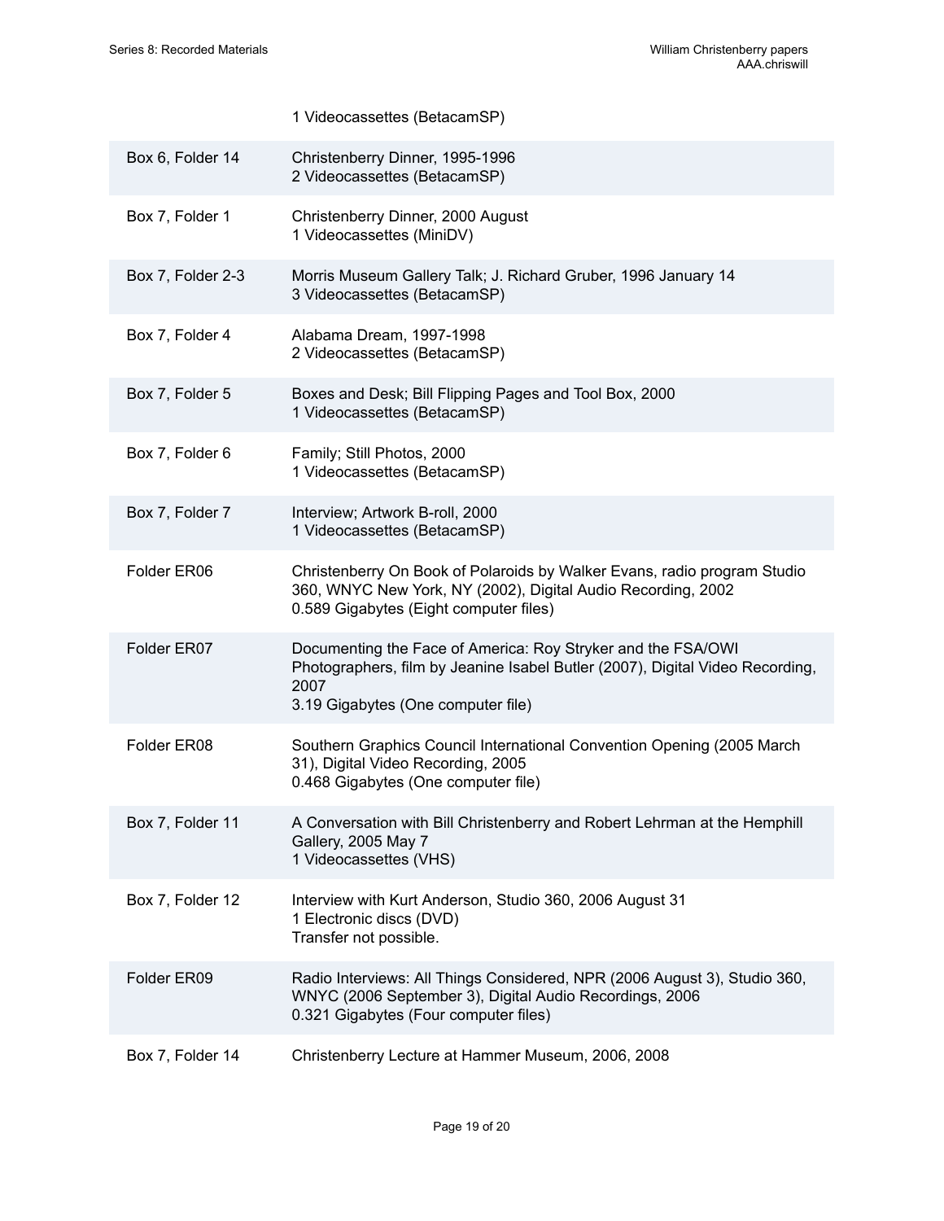| | |
|---|---|
| | 1 Videocassettes (BetacamSP) |
| Box 6, Folder 14 | Christenberry Dinner, 1995-1996<br>2 Videocassettes (BetacamSP) |
| Box 7, Folder 1 | Christenberry Dinner, 2000 August<br>1 Videocassettes (MiniDV) |
| Box 7, Folder 2-3 | Morris Museum Gallery Talk; J. Richard Gruber, 1996 January 14<br>3 Videocassettes (BetacamSP) |
| Box 7, Folder 4 | Alabama Dream, 1997-1998<br>2 Videocassettes (BetacamSP) |
| Box 7, Folder 5 | Boxes and Desk; Bill Flipping Pages and Tool Box, 2000<br>1 Videocassettes (BetacamSP) |
| Box 7, Folder 6 | Family; Still Photos, 2000<br>1 Videocassettes (BetacamSP) |
| Box 7, Folder 7 | Interview; Artwork B-roll, 2000<br>1 Videocassettes (BetacamSP) |
| Folder ER06 | Christenberry On Book of Polaroids by Walker Evans, radio program Studio 360, WNYC New York, NY (2002), Digital Audio Recording, 2002<br>0.589 Gigabytes (Eight computer files) |
| Folder ER07 | Documenting the Face of America: Roy Stryker and the FSA/OWI Photographers, film by Jeanine Isabel Butler (2007), Digital Video Recording, 2007<br>3.19 Gigabytes (One computer file) |
| Folder ER08 | Southern Graphics Council International Convention Opening (2005 March 31), Digital Video Recording, 2005<br>0.468 Gigabytes (One computer file) |
| Box 7, Folder 11 | A Conversation with Bill Christenberry and Robert Lehrman at the Hemphill Gallery, 2005 May 7<br>1 Videocassettes (VHS) |
| Box 7, Folder 12 | Interview with Kurt Anderson, Studio 360, 2006 August 31<br>1 Electronic discs (DVD)<br>Transfer not possible. |
| Folder ER09 | Radio Interviews: All Things Considered, NPR (2006 August 3), Studio 360, WNYC (2006 September 3), Digital Audio Recordings, 2006<br>0.321 Gigabytes (Four computer files) |
| Box 7, Folder 14 | Christenberry Lecture at Hammer Museum, 2006, 2008 |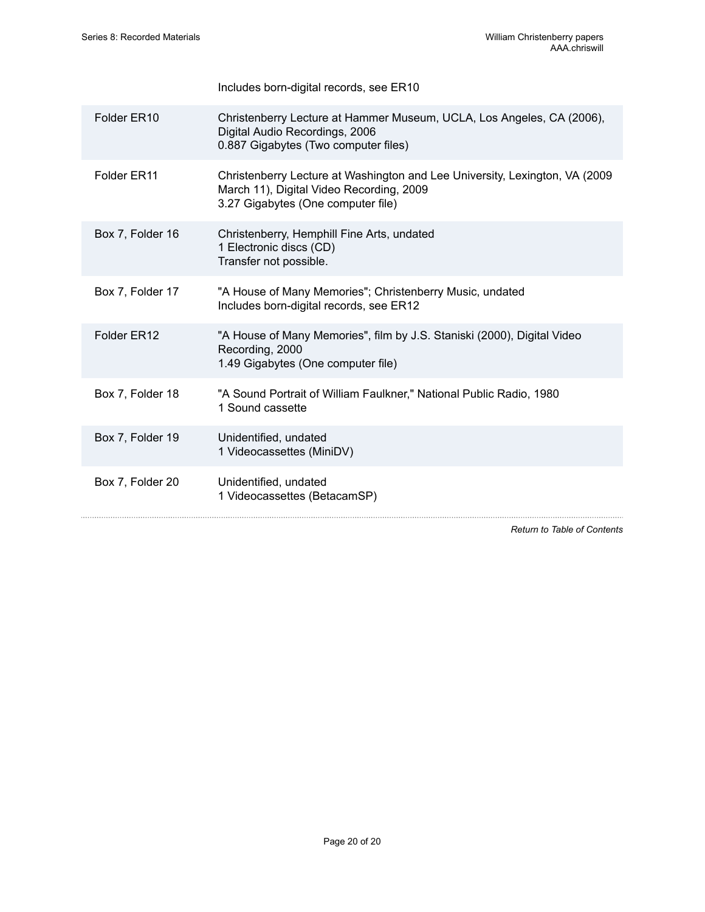| | |
|---|---|
| | Includes born-digital records, see ER10 |
| Folder ER10 | Christenberry Lecture at Hammer Museum, UCLA, Los Angeles, CA (2006), Digital Audio Recordings, 2006<br>0.887 Gigabytes (Two computer files) |
| Folder ER11 | Christenberry Lecture at Washington and Lee University, Lexington, VA (2009 March 11), Digital Video Recording, 2009<br>3.27 Gigabytes (One computer file) |
| Box 7, Folder 16 | Christenberry, Hemphill Fine Arts, undated<br>1 Electronic discs (CD)<br>Transfer not possible. |
| Box 7, Folder 17 | "A House of Many Memories"; Christenberry Music, undated<br>Includes born-digital records, see ER12 |
| Folder ER12 | "A House of Many Memories", film by J.S. Staniski (2000), Digital Video Recording, 2000<br>1.49 Gigabytes (One computer file) |
| Box 7, Folder 18 | "A Sound Portrait of William Faulkner," National Public Radio, 1980<br>1 Sound cassette |
| Box 7, Folder 19 | Unidentified, undated<br>1 Videocassettes (MiniDV) |
| Box 7, Folder 20 | Unidentified, undated<br>1 Videocassettes (BetacamSP) |

*Return to Table of Contents*